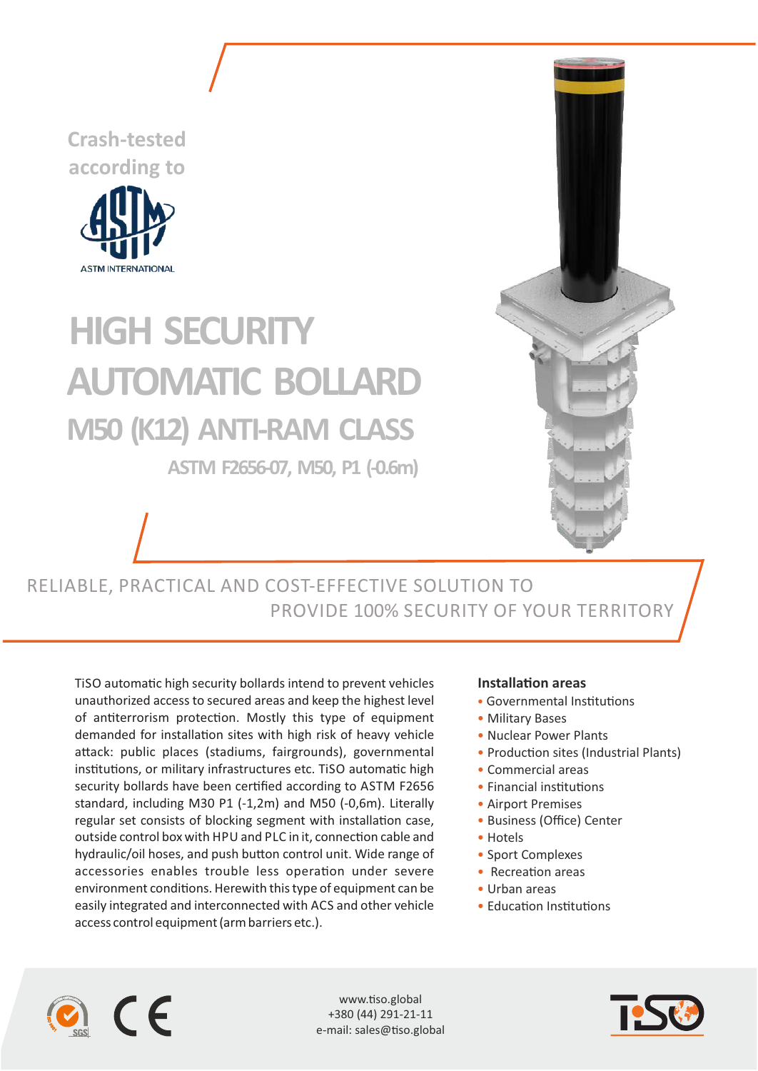Crash-tested according to

ASTM INTERNATIONAL

# HIGH SECURITY AUTOMATIC BOLLARD

## M50 (K12) ANTI-RAM CLASS

### ASTM F2656-07, M50, P1 (-0.6m)

RELIABLE, PRACTICAL AND COST-EFFECTIVE SOLUTION TO PROVIDE 100% SECURITY OF YOUR TERRITORY

TiSO automatic high security bollards intend to prevent vehicles unauthorized access to secured areas and keep the highest level of antiterrorism protection. Mostly this type of equipment demanded for installation sites with high risk of heavy vehicle attack: public places (stadiums, fairgrounds), governmental institutions, or military infrastructures etc. TiSO automatic high security bollards have been certified according to ASTM F2656 standard, including M30 P1 (-1,2m) and M50 (-0,6m). Literally regular set consists of blocking segment with installation case, outside control box with HPU and PLC in it, connection cable and hydraulic/oil hoses, and push button control unit. Wide range of accessories enables trouble less operation under severe environment conditions. Herewith this type of equipment can be easily integrated and interconnected with ACS and other vehicle access control equipment (arm barriers etc.).

**Installation areas**

- Governmental Institutions
- Military Bases
- Nuclear Power Plants
- Production sites (Industrial Plants)
- Commercial areas
- Financial institutions
- Airport Premises
- Business (Office) Center
- Hotels
- Sport Complexes
- Recreation areas
- Urban areas
- Education Institutions

www.tiso.global
+380 (44) 291-21-11
e-mail: sales@tiso.global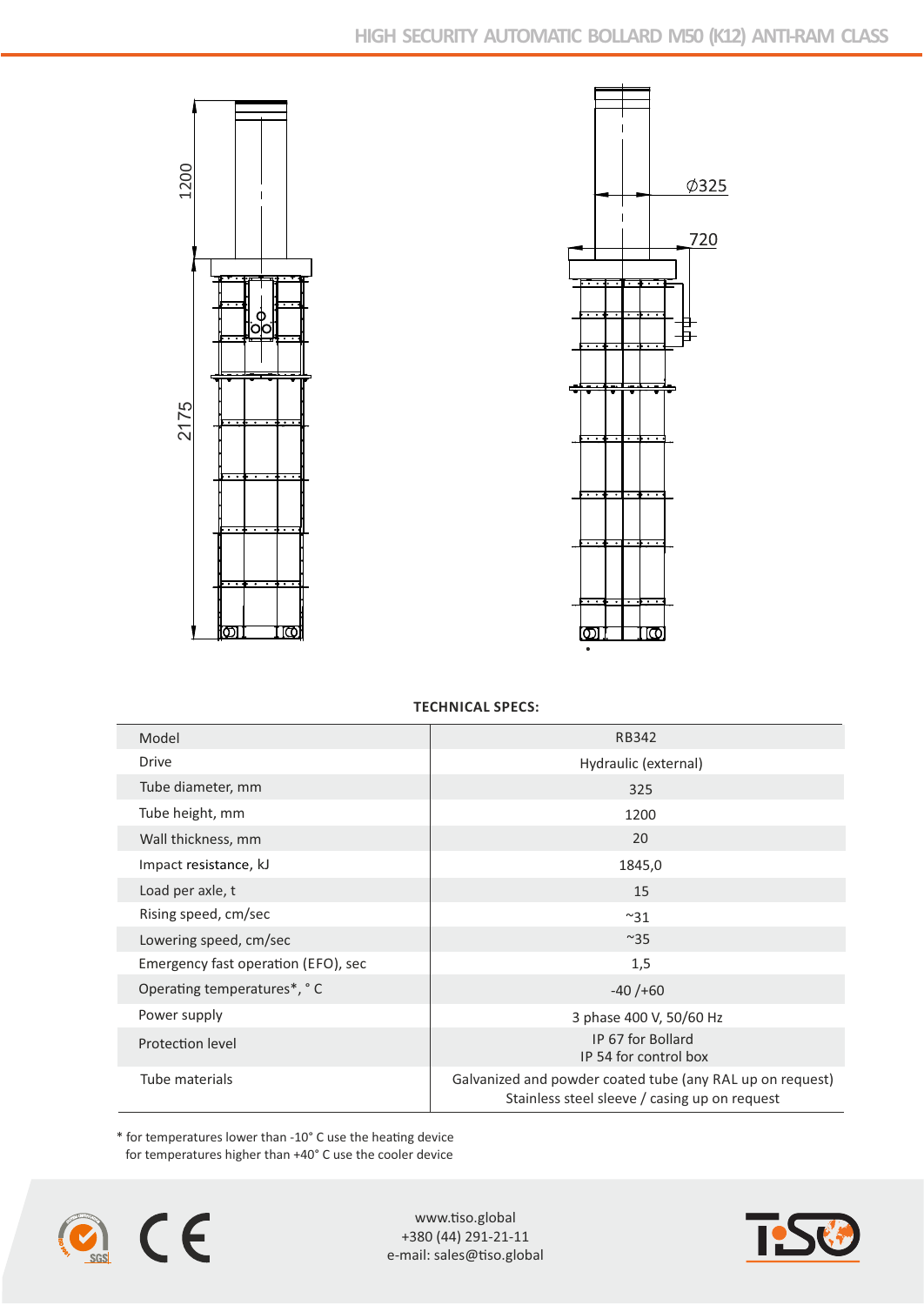**TECHNICAL SPECS:**

| Model | RB342 |
|---|---|
| Drive | Hydraulic (external) |
| Tube diameter, mm | 325 |
| Tube height, mm | 1200 |
| Wall thickness, mm | 20 |
| Impact resistance, kJ | 1845,0 |
| Load per axle, t | 15 |
| Rising speed, cm/sec | ~31 |
| Lowering speed, cm/sec | ~35 |
| Emergency fast operation (EFO), sec | 1,5 |
| Operating temperatures*, ° C | -40 /+60 |
| Power supply | 3 phase 400 V, 50/60 Hz |
| Protection level | IP 67 for Bollard<br>IP 54 for control box |
| Tube materials | Galvanized and powder coated tube (any RAL up on request)<br>Stainless steel sleeve / casing up on request |

* for temperatures lower than -10° C use the heating device
  for temperatures higher than +40° C use the cooler device

www.tiso.global
+380 (44) 291-21-11
e-mail: sales@tiso.global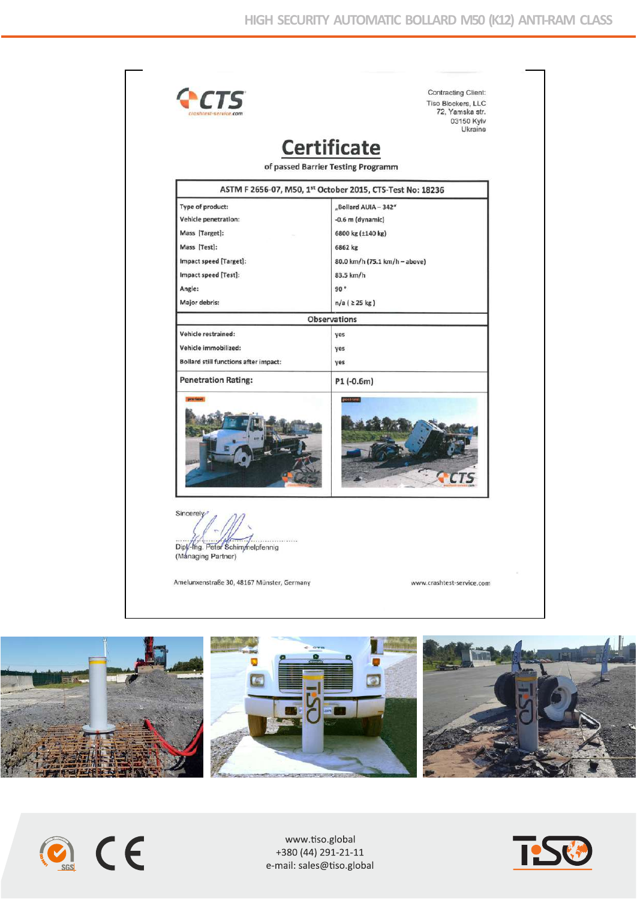Contracting Client:
Tiso Blockers, LLC
72, Yamska str.
03150 Kyiv
Ukraine

# Certificate

of passed Barrier Testing Programm

| ASTM F 2656-07, M50, 1st October 2015, CTS-Test No: 18236 | |
|---|---|
| Type of product: | „Bollard AUIA – 342“ |
| Vehicle penetration: | -0.6 m (dynamic) |
| Mass [Target]: | 6800 kg (±140 kg) |
| Mass [Test]: | 6862 kg |
| Impact speed [Target]: | 80.0 km/h (75.1 km/h – above) |
| Impact speed [Test]: | 83.5 km/h |
| Angle: | 90 ° |
| Major debris: | n/a ( ≥ 25 kg ) |
| **Observations** | |
| Vehicle restrained: | yes |
| Vehicle immobilized: | yes |
| Bollard still functions after impact: | yes |
| **Penetration Rating:** | **P1 (-0.6m)** |

Sincerely

Dipl.-Ing. Peter Schimmelpfennig
(Managing Partner)

Amelunxenstraße 30, 48167 Münster, Germany

www.crashtest-service.com

www.tiso.global
+380 (44) 291-21-11
e-mail: sales@tiso.global